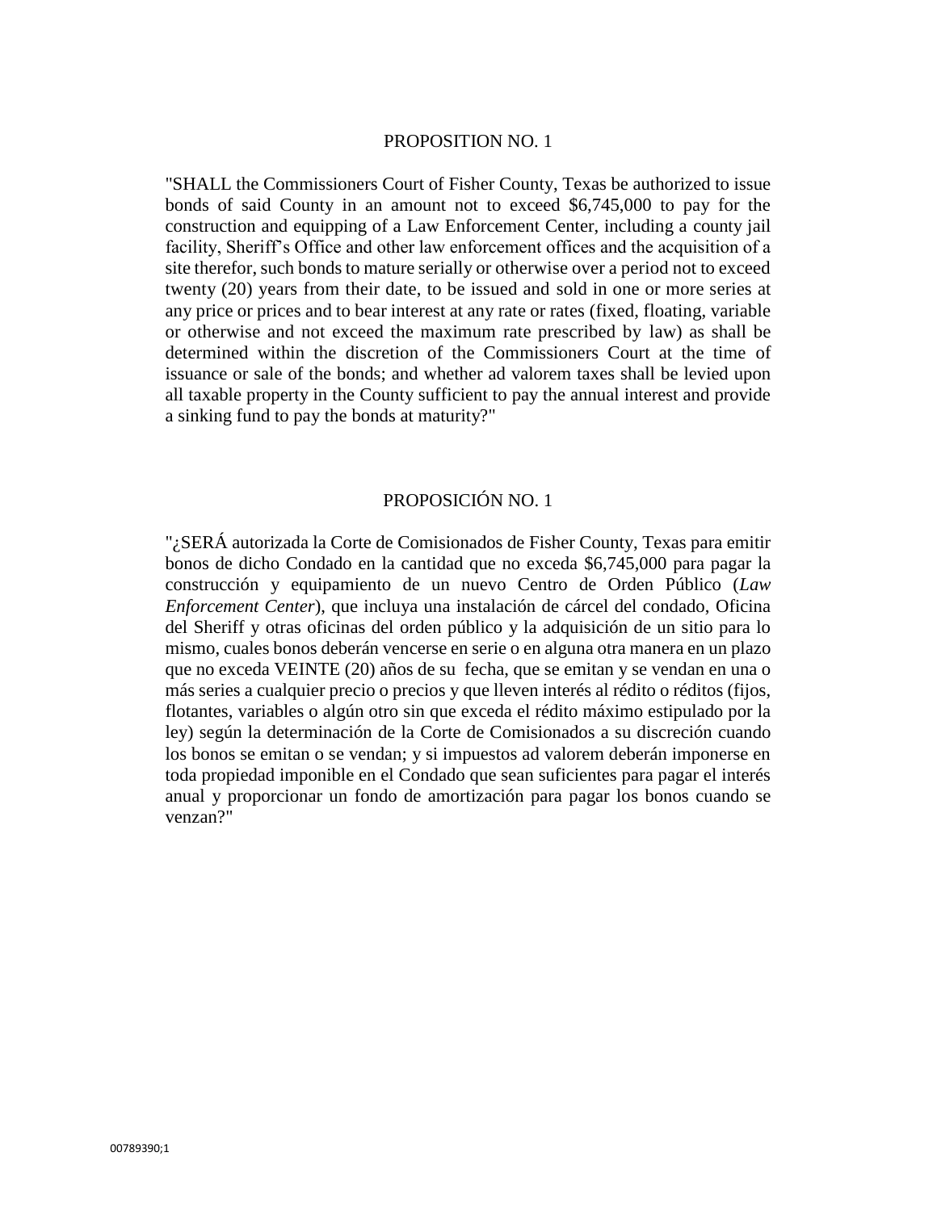## PROPOSITION NO. 1

"SHALL the Commissioners Court of Fisher County, Texas be authorized to issue bonds of said County in an amount not to exceed $6,745,000 to pay for the construction and equipping of a Law Enforcement Center, including a county jail facility, Sheriff's Office and other law enforcement offices and the acquisition of a site therefor, such bonds to mature serially or otherwise over a period not to exceed twenty (20) years from their date, to be issued and sold in one or more series at any price or prices and to bear interest at any rate or rates (fixed, floating, variable or otherwise and not exceed the maximum rate prescribed by law) as shall be determined within the discretion of the Commissioners Court at the time of issuance or sale of the bonds; and whether ad valorem taxes shall be levied upon all taxable property in the County sufficient to pay the annual interest and provide a sinking fund to pay the bonds at maturity?"

## PROPOSICIÓN NO. 1

"¿SERÁ autorizada la Corte de Comisionados de Fisher County, Texas para emitir bonos de dicho Condado en la cantidad que no exceda $6,745,000 para pagar la construcción y equipamiento de un nuevo Centro de Orden Público (*Law Enforcement Center*), que incluya una instalación de cárcel del condado, Oficina del Sheriff y otras oficinas del orden público y la adquisición de un sitio para lo mismo, cuales bonos deberán vencerse en serie o en alguna otra manera en un plazo que no exceda VEINTE (20) años de su fecha, que se emitan y se vendan en una o más series a cualquier precio o precios y que lleven interés al rédito o réditos (fijos, flotantes, variables o algún otro sin que exceda el rédito máximo estipulado por la ley) según la determinación de la Corte de Comisionados a su discreción cuando los bonos se emitan o se vendan; y si impuestos ad valorem deberán imponerse en toda propiedad imponible en el Condado que sean suficientes para pagar el interés anual y proporcionar un fondo de amortización para pagar los bonos cuando se venzan?"

00789390;1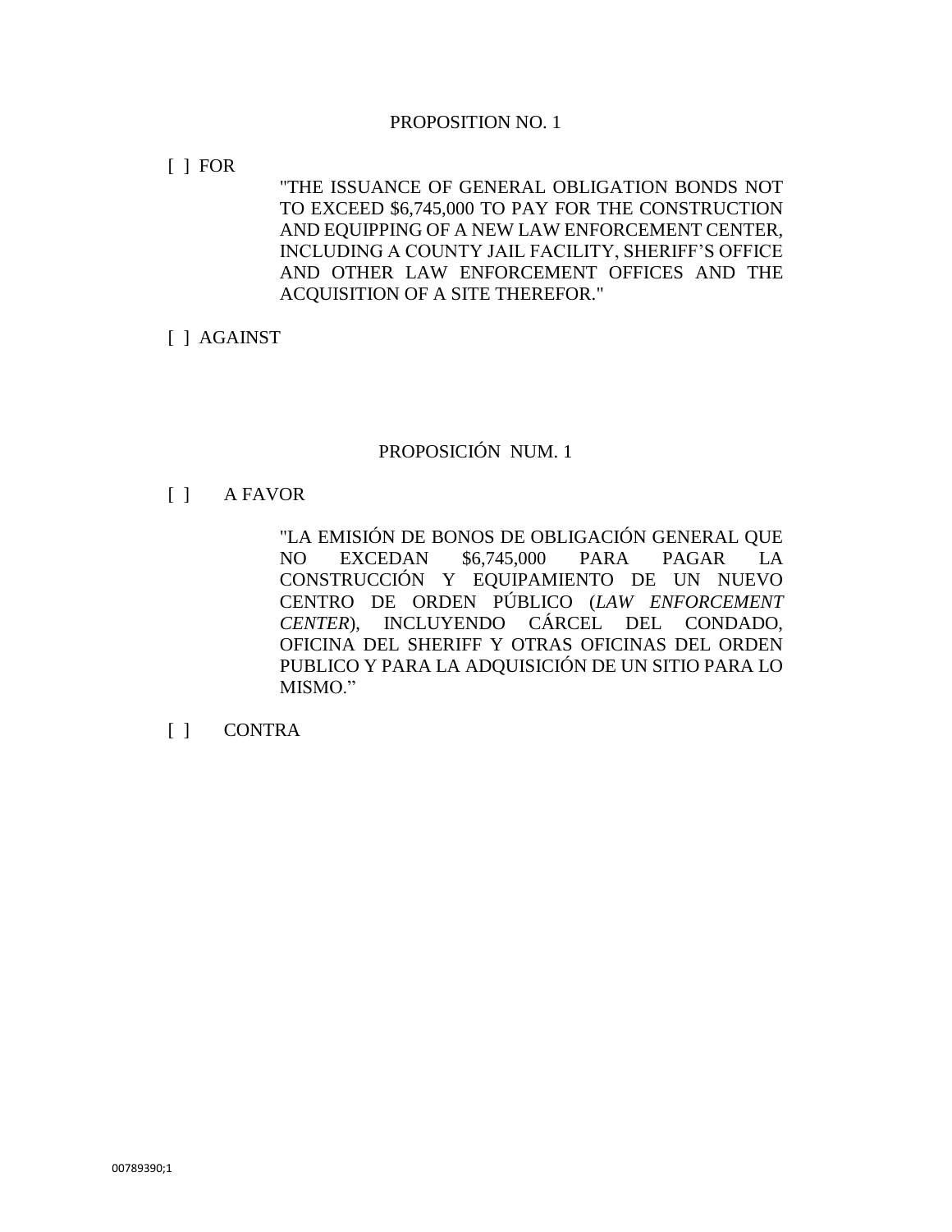PROPOSITION NO. 1

[ ] FOR

"THE ISSUANCE OF GENERAL OBLIGATION BONDS NOT TO EXCEED $6,745,000 TO PAY FOR THE CONSTRUCTION AND EQUIPPING OF A NEW LAW ENFORCEMENT CENTER, INCLUDING A COUNTY JAIL FACILITY, SHERIFF'S OFFICE AND OTHER LAW ENFORCEMENT OFFICES AND THE ACQUISITION OF A SITE THEREFOR."

[ ] AGAINST

PROPOSICIÓN NUM. 1

[ ] A FAVOR

"LA EMISIÓN DE BONOS DE OBLIGACIÓN GENERAL QUE NO EXCEDAN $6,745,000 PARA PAGAR LA CONSTRUCCIÓN Y EQUIPAMIENTO DE UN NUEVO CENTRO DE ORDEN PÚBLICO (*LAW ENFORCEMENT CENTER*), INCLUYENDO CÁRCEL DEL CONDADO, OFICINA DEL SHERIFF Y OTRAS OFICINAS DEL ORDEN PUBLICO Y PARA LA ADQUISICIÓN DE UN SITIO PARA LO MISMO."

[ ] CONTRA

00789390;1